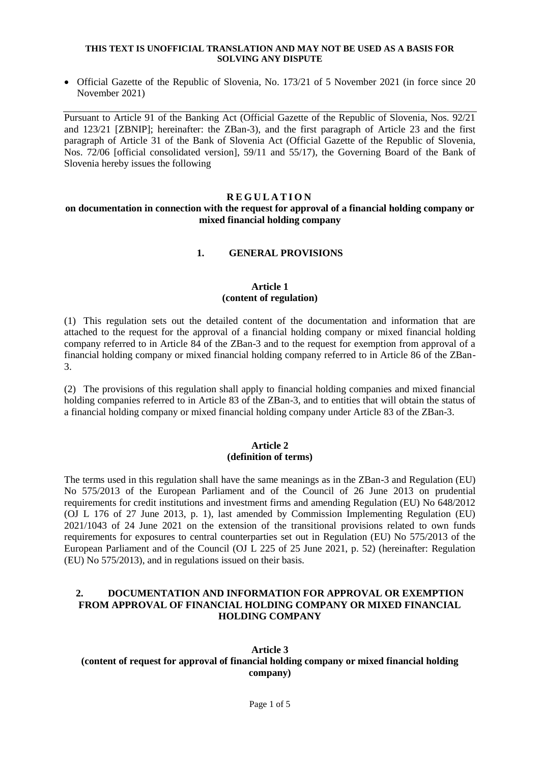**THIS TEXT IS UNOFFICIAL TRANSLATION AND MAY NOT BE USED AS A BASIS FOR SOLVING ANY DISPUTE**

- Official Gazette of the Republic of Slovenia, No. 173/21 of 5 November 2021 (in force since 20 November 2021)

---

Pursuant to Article 91 of the Banking Act (Official Gazette of the Republic of Slovenia, Nos. 92/21 and 123/21 [ZBNIP]; hereinafter: the ZBan-3), and the first paragraph of Article 23 and the first paragraph of Article 31 of the Bank of Slovenia Act (Official Gazette of the Republic of Slovenia, Nos. 72/06 [official consolidated version], 59/11 and 55/17), the Governing Board of the Bank of Slovenia hereby issues the following

# R E G U L A T I O N

## on documentation in connection with the request for approval of a financial holding company or mixed financial holding company

## 1. GENERAL PROVISIONS

### Article 1
### (content of regulation)

(1) This regulation sets out the detailed content of the documentation and information that are attached to the request for the approval of a financial holding company or mixed financial holding company referred to in Article 84 of the ZBan-3 and to the request for exemption from approval of a financial holding company or mixed financial holding company referred to in Article 86 of the ZBan-3.

(2) The provisions of this regulation shall apply to financial holding companies and mixed financial holding companies referred to in Article 83 of the ZBan-3, and to entities that will obtain the status of a financial holding company or mixed financial holding company under Article 83 of the ZBan-3.

### Article 2
### (definition of terms)

The terms used in this regulation shall have the same meanings as in the ZBan-3 and Regulation (EU) No 575/2013 of the European Parliament and of the Council of 26 June 2013 on prudential requirements for credit institutions and investment firms and amending Regulation (EU) No 648/2012 (OJ L 176 of 27 June 2013, p. 1), last amended by Commission Implementing Regulation (EU) 2021/1043 of 24 June 2021 on the extension of the transitional provisions related to own funds requirements for exposures to central counterparties set out in Regulation (EU) No 575/2013 of the European Parliament and of the Council (OJ L 225 of 25 June 2021, p. 52) (hereinafter: Regulation (EU) No 575/2013), and in regulations issued on their basis.

## 2. DOCUMENTATION AND INFORMATION FOR APPROVAL OR EXEMPTION FROM APPROVAL OF FINANCIAL HOLDING COMPANY OR MIXED FINANCIAL HOLDING COMPANY

### Article 3
### (content of request for approval of financial holding company or mixed financial holding company)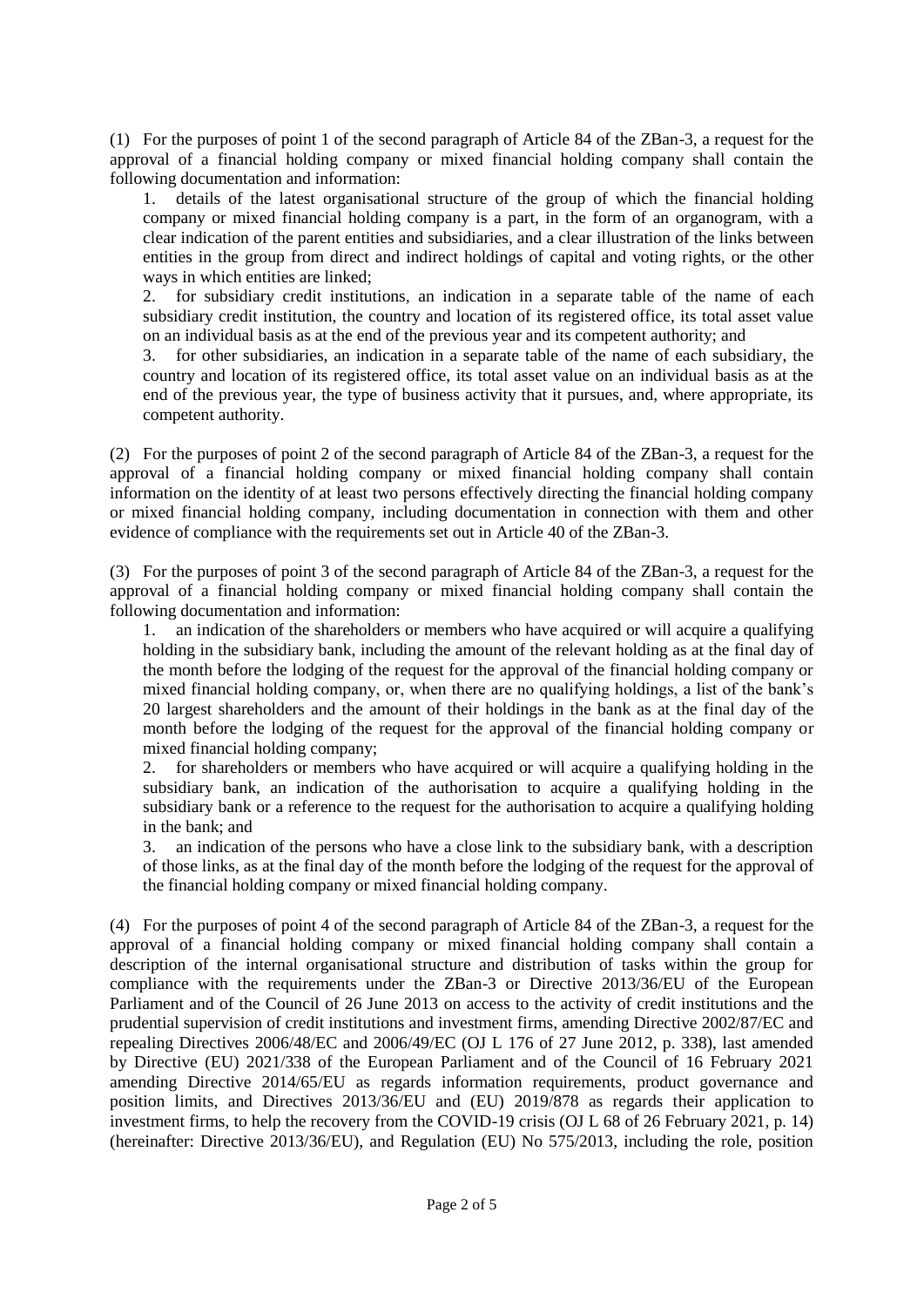(1) For the purposes of point 1 of the second paragraph of Article 84 of the ZBan-3, a request for the approval of a financial holding company or mixed financial holding company shall contain the following documentation and information:

1. details of the latest organisational structure of the group of which the financial holding company or mixed financial holding company is a part, in the form of an organogram, with a clear indication of the parent entities and subsidiaries, and a clear illustration of the links between entities in the group from direct and indirect holdings of capital and voting rights, or the other ways in which entities are linked;
2. for subsidiary credit institutions, an indication in a separate table of the name of each subsidiary credit institution, the country and location of its registered office, its total asset value on an individual basis as at the end of the previous year and its competent authority; and
3. for other subsidiaries, an indication in a separate table of the name of each subsidiary, the country and location of its registered office, its total asset value on an individual basis as at the end of the previous year, the type of business activity that it pursues, and, where appropriate, its competent authority.

(2) For the purposes of point 2 of the second paragraph of Article 84 of the ZBan-3, a request for the approval of a financial holding company or mixed financial holding company shall contain information on the identity of at least two persons effectively directing the financial holding company or mixed financial holding company, including documentation in connection with them and other evidence of compliance with the requirements set out in Article 40 of the ZBan-3.

(3) For the purposes of point 3 of the second paragraph of Article 84 of the ZBan-3, a request for the approval of a financial holding company or mixed financial holding company shall contain the following documentation and information:

1. an indication of the shareholders or members who have acquired or will acquire a qualifying holding in the subsidiary bank, including the amount of the relevant holding as at the final day of the month before the lodging of the request for the approval of the financial holding company or mixed financial holding company, or, when there are no qualifying holdings, a list of the bank's 20 largest shareholders and the amount of their holdings in the bank as at the final day of the month before the lodging of the request for the approval of the financial holding company or mixed financial holding company;
2. for shareholders or members who have acquired or will acquire a qualifying holding in the subsidiary bank, an indication of the authorisation to acquire a qualifying holding in the subsidiary bank or a reference to the request for the authorisation to acquire a qualifying holding in the bank; and
3. an indication of the persons who have a close link to the subsidiary bank, with a description of those links, as at the final day of the month before the lodging of the request for the approval of the financial holding company or mixed financial holding company.

(4) For the purposes of point 4 of the second paragraph of Article 84 of the ZBan-3, a request for the approval of a financial holding company or mixed financial holding company shall contain a description of the internal organisational structure and distribution of tasks within the group for compliance with the requirements under the ZBan-3 or Directive 2013/36/EU of the European Parliament and of the Council of 26 June 2013 on access to the activity of credit institutions and the prudential supervision of credit institutions and investment firms, amending Directive 2002/87/EC and repealing Directives 2006/48/EC and 2006/49/EC (OJ L 176 of 27 June 2012, p. 338), last amended by Directive (EU) 2021/338 of the European Parliament and of the Council of 16 February 2021 amending Directive 2014/65/EU as regards information requirements, product governance and position limits, and Directives 2013/36/EU and (EU) 2019/878 as regards their application to investment firms, to help the recovery from the COVID-19 crisis (OJ L 68 of 26 February 2021, p. 14) (hereinafter: Directive 2013/36/EU), and Regulation (EU) No 575/2013, including the role, position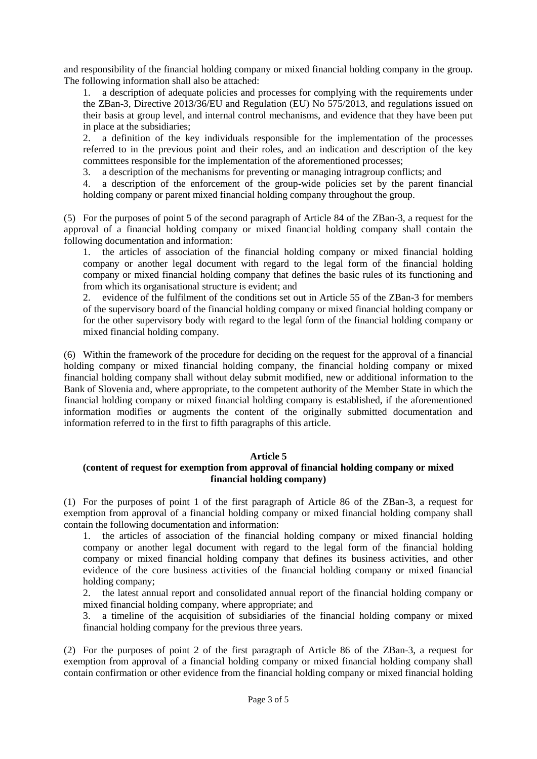and responsibility of the financial holding company or mixed financial holding company in the group. The following information shall also be attached:

1. a description of adequate policies and processes for complying with the requirements under the ZBan-3, Directive 2013/36/EU and Regulation (EU) No 575/2013, and regulations issued on their basis at group level, and internal control mechanisms, and evidence that they have been put in place at the subsidiaries;
2. a definition of the key individuals responsible for the implementation of the processes referred to in the previous point and their roles, and an indication and description of the key committees responsible for the implementation of the aforementioned processes;
3. a description of the mechanisms for preventing or managing intragroup conflicts; and
4. a description of the enforcement of the group-wide policies set by the parent financial holding company or parent mixed financial holding company throughout the group.

(5) For the purposes of point 5 of the second paragraph of Article 84 of the ZBan-3, a request for the approval of a financial holding company or mixed financial holding company shall contain the following documentation and information:

1. the articles of association of the financial holding company or mixed financial holding company or another legal document with regard to the legal form of the financial holding company or mixed financial holding company that defines the basic rules of its functioning and from which its organisational structure is evident; and
2. evidence of the fulfilment of the conditions set out in Article 55 of the ZBan-3 for members of the supervisory board of the financial holding company or mixed financial holding company or for the other supervisory body with regard to the legal form of the financial holding company or mixed financial holding company.

(6) Within the framework of the procedure for deciding on the request for the approval of a financial holding company or mixed financial holding company, the financial holding company or mixed financial holding company shall without delay submit modified, new or additional information to the Bank of Slovenia and, where appropriate, to the competent authority of the Member State in which the financial holding company or mixed financial holding company is established, if the aforementioned information modifies or augments the content of the originally submitted documentation and information referred to in the first to fifth paragraphs of this article.

**Article 5**
**(content of request for exemption from approval of financial holding company or mixed financial holding company)**

(1) For the purposes of point 1 of the first paragraph of Article 86 of the ZBan-3, a request for exemption from approval of a financial holding company or mixed financial holding company shall contain the following documentation and information:

1. the articles of association of the financial holding company or mixed financial holding company or another legal document with regard to the legal form of the financial holding company or mixed financial holding company that defines its business activities, and other evidence of the core business activities of the financial holding company or mixed financial holding company;
2. the latest annual report and consolidated annual report of the financial holding company or mixed financial holding company, where appropriate; and
3. a timeline of the acquisition of subsidiaries of the financial holding company or mixed financial holding company for the previous three years.

(2) For the purposes of point 2 of the first paragraph of Article 86 of the ZBan-3, a request for exemption from approval of a financial holding company or mixed financial holding company shall contain confirmation or other evidence from the financial holding company or mixed financial holding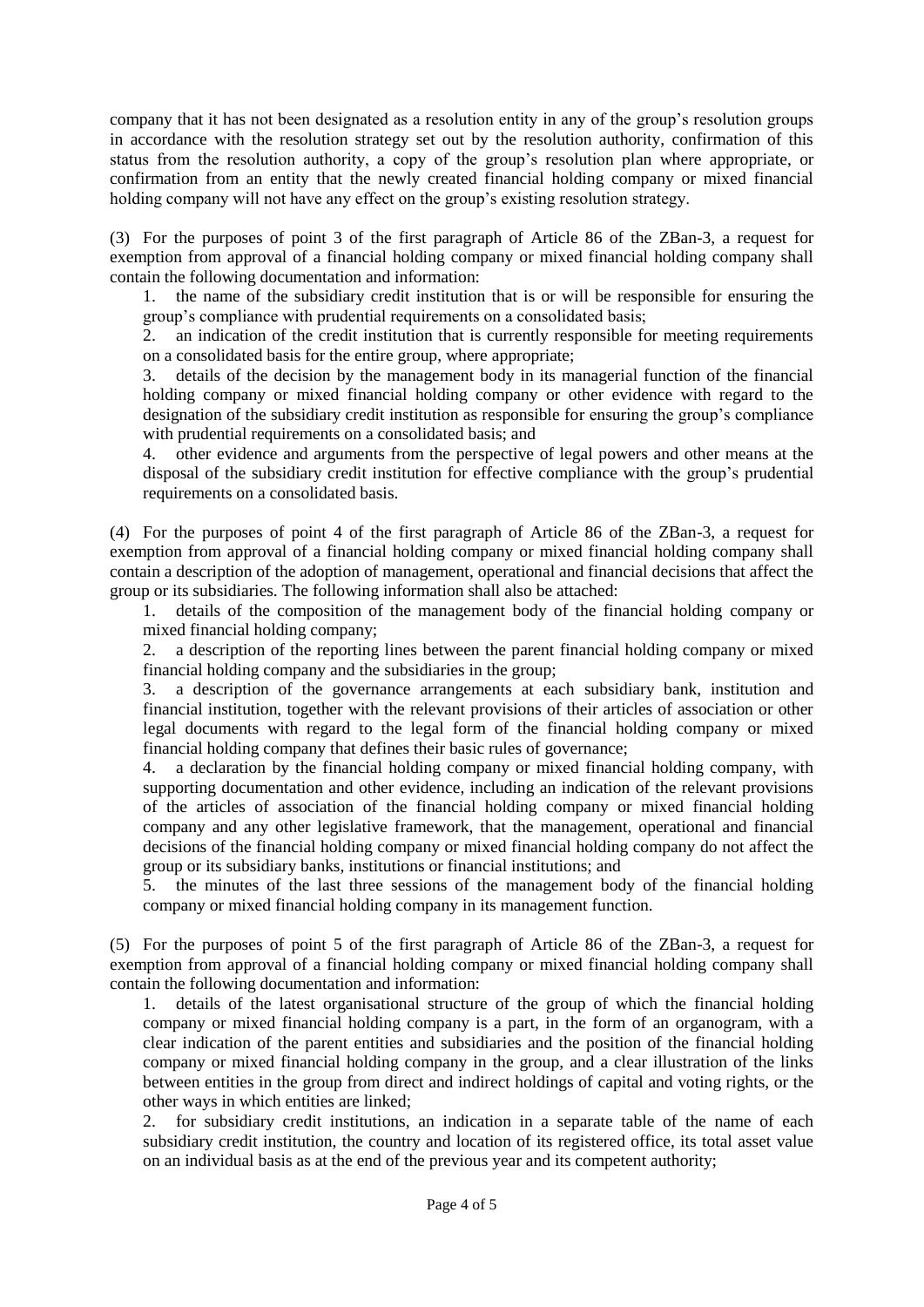company that it has not been designated as a resolution entity in any of the group's resolution groups in accordance with the resolution strategy set out by the resolution authority, confirmation of this status from the resolution authority, a copy of the group's resolution plan where appropriate, or confirmation from an entity that the newly created financial holding company or mixed financial holding company will not have any effect on the group's existing resolution strategy.

(3) For the purposes of point 3 of the first paragraph of Article 86 of the ZBan-3, a request for exemption from approval of a financial holding company or mixed financial holding company shall contain the following documentation and information:

1. the name of the subsidiary credit institution that is or will be responsible for ensuring the group's compliance with prudential requirements on a consolidated basis;
2. an indication of the credit institution that is currently responsible for meeting requirements on a consolidated basis for the entire group, where appropriate;
3. details of the decision by the management body in its managerial function of the financial holding company or mixed financial holding company or other evidence with regard to the designation of the subsidiary credit institution as responsible for ensuring the group's compliance with prudential requirements on a consolidated basis; and
4. other evidence and arguments from the perspective of legal powers and other means at the disposal of the subsidiary credit institution for effective compliance with the group's prudential requirements on a consolidated basis.

(4) For the purposes of point 4 of the first paragraph of Article 86 of the ZBan-3, a request for exemption from approval of a financial holding company or mixed financial holding company shall contain a description of the adoption of management, operational and financial decisions that affect the group or its subsidiaries. The following information shall also be attached:

1. details of the composition of the management body of the financial holding company or mixed financial holding company;
2. a description of the reporting lines between the parent financial holding company or mixed financial holding company and the subsidiaries in the group;
3. a description of the governance arrangements at each subsidiary bank, institution and financial institution, together with the relevant provisions of their articles of association or other legal documents with regard to the legal form of the financial holding company or mixed financial holding company that defines their basic rules of governance;
4. a declaration by the financial holding company or mixed financial holding company, with supporting documentation and other evidence, including an indication of the relevant provisions of the articles of association of the financial holding company or mixed financial holding company and any other legislative framework, that the management, operational and financial decisions of the financial holding company or mixed financial holding company do not affect the group or its subsidiary banks, institutions or financial institutions; and
5. the minutes of the last three sessions of the management body of the financial holding company or mixed financial holding company in its management function.

(5) For the purposes of point 5 of the first paragraph of Article 86 of the ZBan-3, a request for exemption from approval of a financial holding company or mixed financial holding company shall contain the following documentation and information:

1. details of the latest organisational structure of the group of which the financial holding company or mixed financial holding company is a part, in the form of an organogram, with a clear indication of the parent entities and subsidiaries and the position of the financial holding company or mixed financial holding company in the group, and a clear illustration of the links between entities in the group from direct and indirect holdings of capital and voting rights, or the other ways in which entities are linked;
2. for subsidiary credit institutions, an indication in a separate table of the name of each subsidiary credit institution, the country and location of its registered office, its total asset value on an individual basis as at the end of the previous year and its competent authority;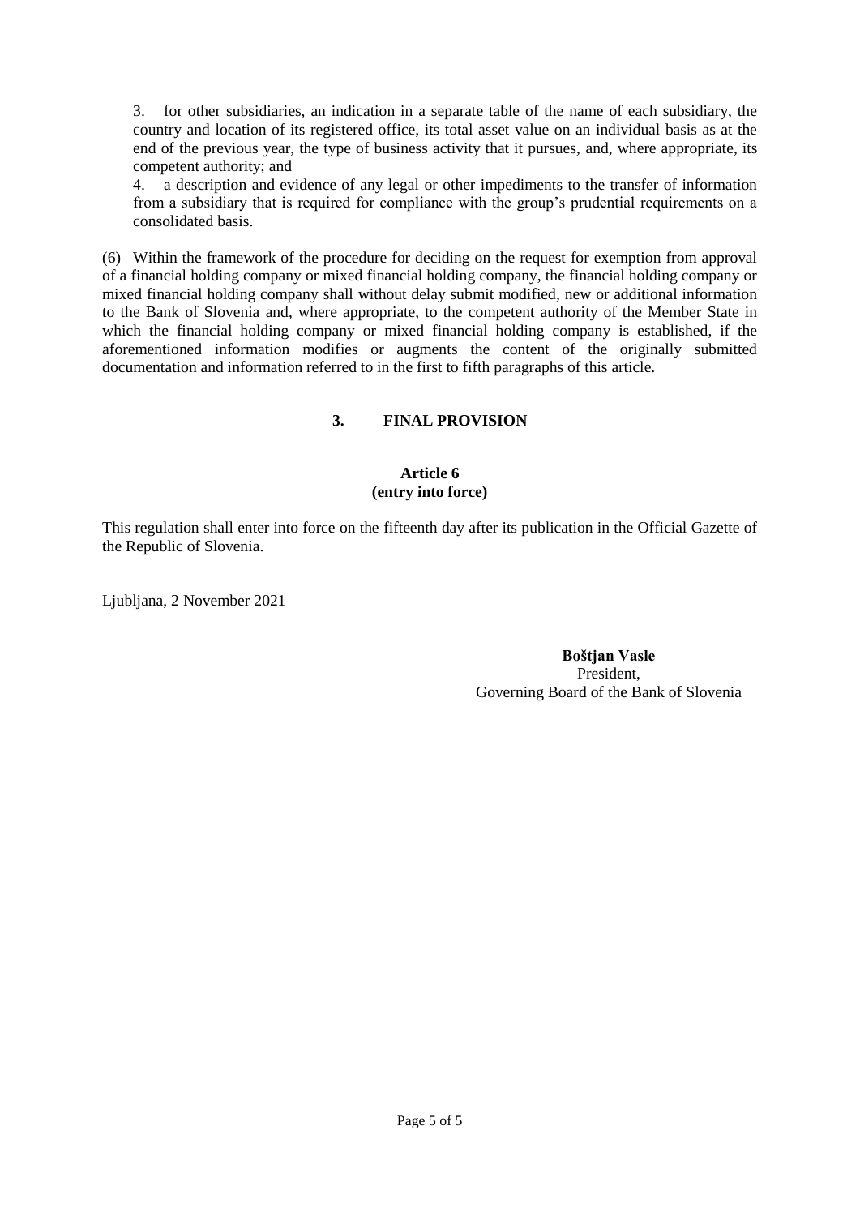3. for other subsidiaries, an indication in a separate table of the name of each subsidiary, the country and location of its registered office, its total asset value on an individual basis as at the end of the previous year, the type of business activity that it pursues, and, where appropriate, its competent authority; and

4. a description and evidence of any legal or other impediments to the transfer of information from a subsidiary that is required for compliance with the group's prudential requirements on a consolidated basis.

(6) Within the framework of the procedure for deciding on the request for exemption from approval of a financial holding company or mixed financial holding company, the financial holding company or mixed financial holding company shall without delay submit modified, new or additional information to the Bank of Slovenia and, where appropriate, to the competent authority of the Member State in which the financial holding company or mixed financial holding company is established, if the aforementioned information modifies or augments the content of the originally submitted documentation and information referred to in the first to fifth paragraphs of this article.

## 3. FINAL PROVISION

### Article 6
### (entry into force)

This regulation shall enter into force on the fifteenth day after its publication in the Official Gazette of the Republic of Slovenia.

Ljubljana, 2 November 2021

**Boštjan Vasle**
President,
Governing Board of the Bank of Slovenia